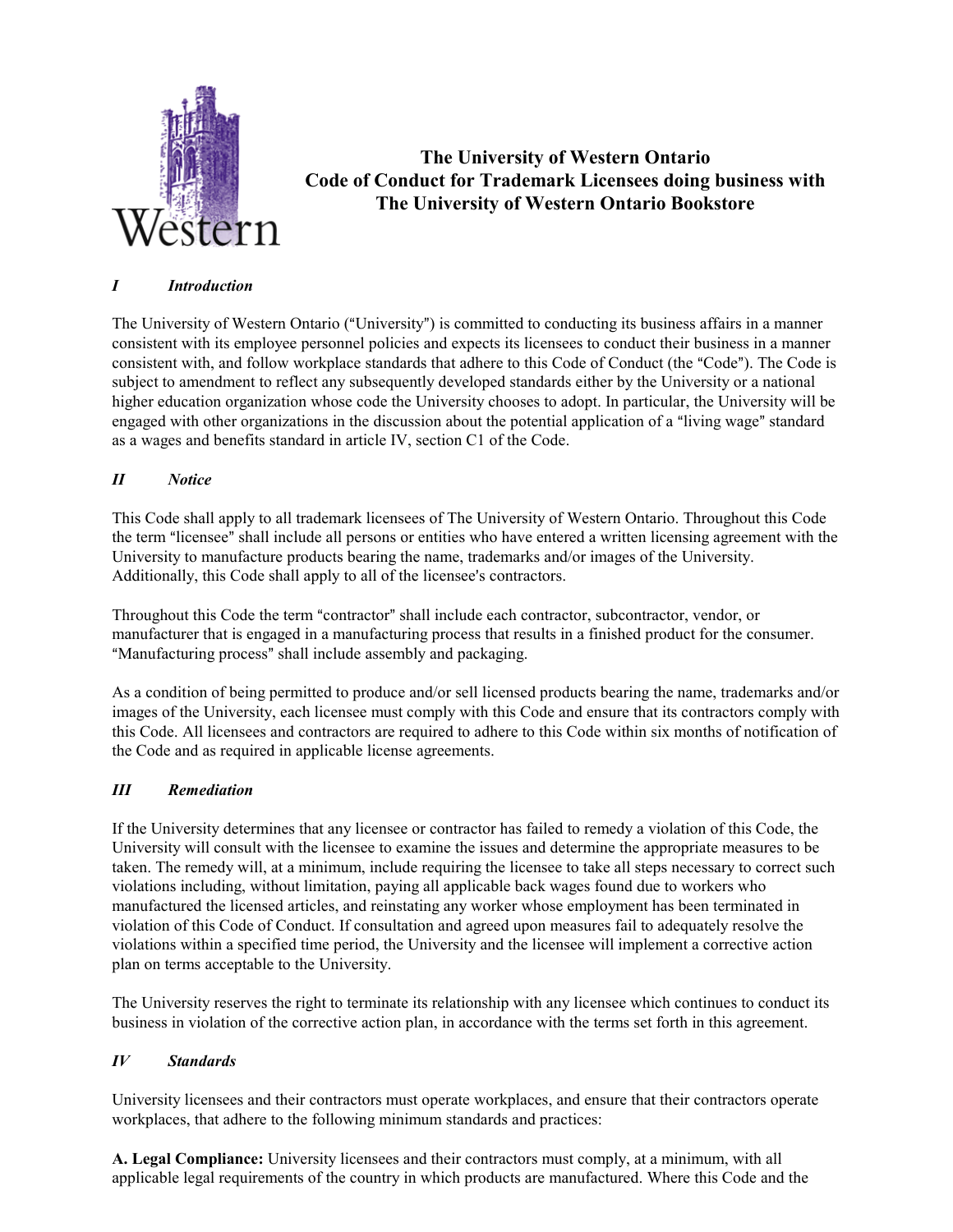# The University of Western Ontario
# Code of Conduct for Trademark Licensees doing business with The University of Western Ontario Bookstore

## *I Introduction*

The University of Western Ontario ("University") is committed to conducting its business affairs in a manner consistent with its employee personnel policies and expects its licensees to conduct their business in a manner consistent with, and follow workplace standards that adhere to this Code of Conduct (the "Code"). The Code is subject to amendment to reflect any subsequently developed standards either by the University or a national higher education organization whose code the University chooses to adopt. In particular, the University will be engaged with other organizations in the discussion about the potential application of a "living wage" standard as a wages and benefits standard in article IV, section C1 of the Code.

## *II Notice*

This Code shall apply to all trademark licensees of The University of Western Ontario. Throughout this Code the term "licensee" shall include all persons or entities who have entered a written licensing agreement with the University to manufacture products bearing the name, trademarks and/or images of the University. Additionally, this Code shall apply to all of the licensee's contractors.

Throughout this Code the term "contractor" shall include each contractor, subcontractor, vendor, or manufacturer that is engaged in a manufacturing process that results in a finished product for the consumer. "Manufacturing process" shall include assembly and packaging.

As a condition of being permitted to produce and/or sell licensed products bearing the name, trademarks and/or images of the University, each licensee must comply with this Code and ensure that its contractors comply with this Code. All licensees and contractors are required to adhere to this Code within six months of notification of the Code and as required in applicable license agreements.

## *III Remediation*

If the University determines that any licensee or contractor has failed to remedy a violation of this Code, the University will consult with the licensee to examine the issues and determine the appropriate measures to be taken. The remedy will, at a minimum, include requiring the licensee to take all steps necessary to correct such violations including, without limitation, paying all applicable back wages found due to workers who manufactured the licensed articles, and reinstating any worker whose employment has been terminated in violation of this Code of Conduct. If consultation and agreed upon measures fail to adequately resolve the violations within a specified time period, the University and the licensee will implement a corrective action plan on terms acceptable to the University.

The University reserves the right to terminate its relationship with any licensee which continues to conduct its business in violation of the corrective action plan, in accordance with the terms set forth in this agreement.

## *IV Standards*

University licensees and their contractors must operate workplaces, and ensure that their contractors operate workplaces, that adhere to the following minimum standards and practices:

**A. Legal Compliance:** University licensees and their contractors must comply, at a minimum, with all applicable legal requirements of the country in which products are manufactured. Where this Code and the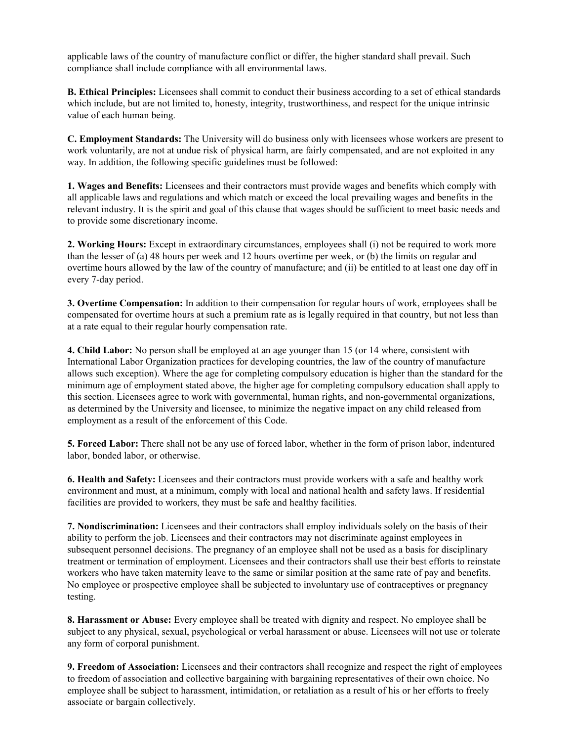applicable laws of the country of manufacture conflict or differ, the higher standard shall prevail. Such compliance shall include compliance with all environmental laws.

**B. Ethical Principles:** Licensees shall commit to conduct their business according to a set of ethical standards which include, but are not limited to, honesty, integrity, trustworthiness, and respect for the unique intrinsic value of each human being.

**C. Employment Standards:** The University will do business only with licensees whose workers are present to work voluntarily, are not at undue risk of physical harm, are fairly compensated, and are not exploited in any way. In addition, the following specific guidelines must be followed:

**1. Wages and Benefits:** Licensees and their contractors must provide wages and benefits which comply with all applicable laws and regulations and which match or exceed the local prevailing wages and benefits in the relevant industry. It is the spirit and goal of this clause that wages should be sufficient to meet basic needs and to provide some discretionary income.

**2. Working Hours:** Except in extraordinary circumstances, employees shall (i) not be required to work more than the lesser of (a) 48 hours per week and 12 hours overtime per week, or (b) the limits on regular and overtime hours allowed by the law of the country of manufacture; and (ii) be entitled to at least one day off in every 7-day period.

**3. Overtime Compensation:** In addition to their compensation for regular hours of work, employees shall be compensated for overtime hours at such a premium rate as is legally required in that country, but not less than at a rate equal to their regular hourly compensation rate.

**4. Child Labor:** No person shall be employed at an age younger than 15 (or 14 where, consistent with International Labor Organization practices for developing countries, the law of the country of manufacture allows such exception). Where the age for completing compulsory education is higher than the standard for the minimum age of employment stated above, the higher age for completing compulsory education shall apply to this section. Licensees agree to work with governmental, human rights, and non-governmental organizations, as determined by the University and licensee, to minimize the negative impact on any child released from employment as a result of the enforcement of this Code.

**5. Forced Labor:** There shall not be any use of forced labor, whether in the form of prison labor, indentured labor, bonded labor, or otherwise.

**6. Health and Safety:** Licensees and their contractors must provide workers with a safe and healthy work environment and must, at a minimum, comply with local and national health and safety laws. If residential facilities are provided to workers, they must be safe and healthy facilities.

**7. Nondiscrimination:** Licensees and their contractors shall employ individuals solely on the basis of their ability to perform the job. Licensees and their contractors may not discriminate against employees in subsequent personnel decisions. The pregnancy of an employee shall not be used as a basis for disciplinary treatment or termination of employment. Licensees and their contractors shall use their best efforts to reinstate workers who have taken maternity leave to the same or similar position at the same rate of pay and benefits. No employee or prospective employee shall be subjected to involuntary use of contraceptives or pregnancy testing.

**8. Harassment or Abuse:** Every employee shall be treated with dignity and respect. No employee shall be subject to any physical, sexual, psychological or verbal harassment or abuse. Licensees will not use or tolerate any form of corporal punishment.

**9. Freedom of Association:** Licensees and their contractors shall recognize and respect the right of employees to freedom of association and collective bargaining with bargaining representatives of their own choice. No employee shall be subject to harassment, intimidation, or retaliation as a result of his or her efforts to freely associate or bargain collectively.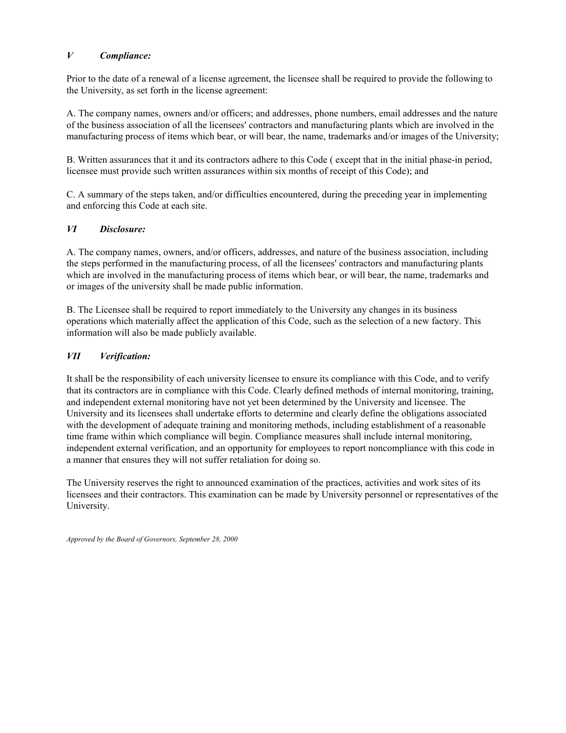## *V Compliance:*

Prior to the date of a renewal of a license agreement, the licensee shall be required to provide the following to the University, as set forth in the license agreement:

A. The company names, owners and/or officers; and addresses, phone numbers, email addresses and the nature of the business association of all the licensees' contractors and manufacturing plants which are involved in the manufacturing process of items which bear, or will bear, the name, trademarks and/or images of the University;

B. Written assurances that it and its contractors adhere to this Code ( except that in the initial phase-in period, licensee must provide such written assurances within six months of receipt of this Code); and

C. A summary of the steps taken, and/or difficulties encountered, during the preceding year in implementing and enforcing this Code at each site.

## *VI Disclosure:*

A. The company names, owners, and/or officers, addresses, and nature of the business association, including the steps performed in the manufacturing process, of all the licensees' contractors and manufacturing plants which are involved in the manufacturing process of items which bear, or will bear, the name, trademarks and or images of the university shall be made public information.

B. The Licensee shall be required to report immediately to the University any changes in its business operations which materially affect the application of this Code, such as the selection of a new factory. This information will also be made publicly available.

## *VII Verification:*

It shall be the responsibility of each university licensee to ensure its compliance with this Code, and to verify that its contractors are in compliance with this Code. Clearly defined methods of internal monitoring, training, and independent external monitoring have not yet been determined by the University and licensee. The University and its licensees shall undertake efforts to determine and clearly define the obligations associated with the development of adequate training and monitoring methods, including establishment of a reasonable time frame within which compliance will begin. Compliance measures shall include internal monitoring, independent external verification, and an opportunity for employees to report noncompliance with this code in a manner that ensures they will not suffer retaliation for doing so.

The University reserves the right to announced examination of the practices, activities and work sites of its licensees and their contractors. This examination can be made by University personnel or representatives of the University.

*Approved by the Board of Governors, September 28, 2000*